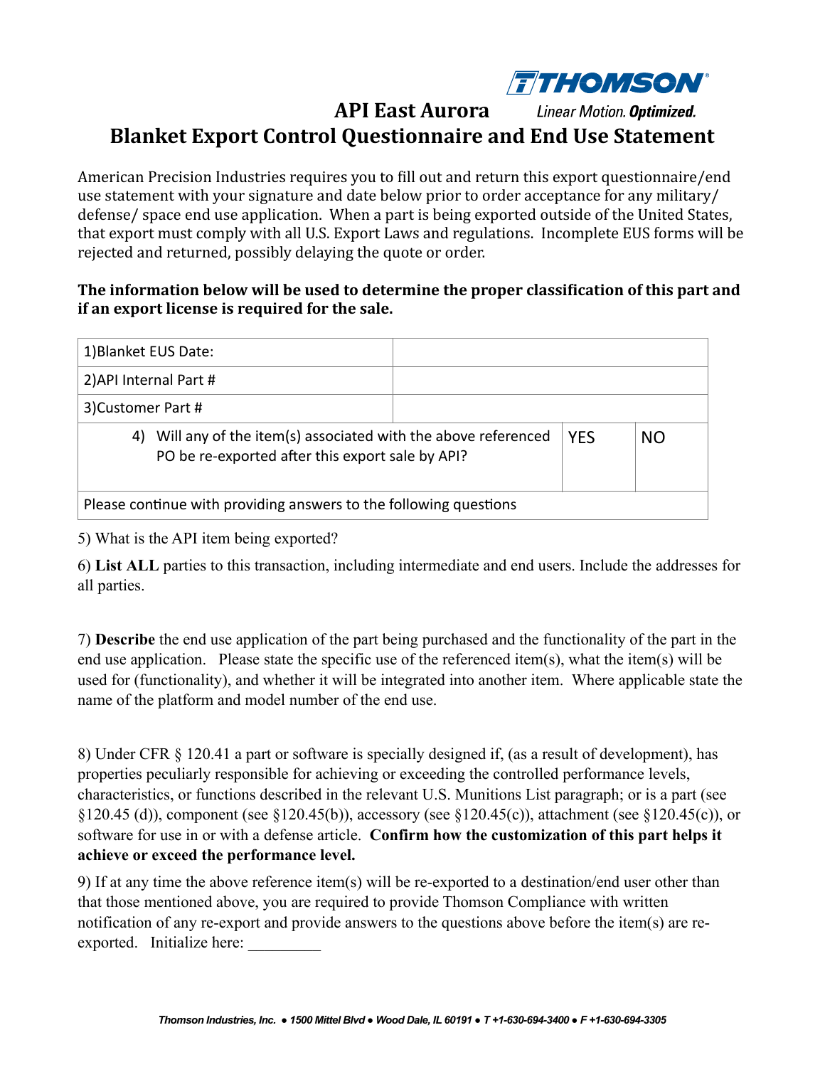THOMSON

Linear Motion. **Optimized.**

# API East Aurora

# Blanket Export Control Questionnaire and End Use Statement

American Precision Industries requires you to fill out and return this export questionnaire/end use statement with your signature and date below prior to order acceptance for any military/ defense/ space end use application. When a part is being exported outside of the United States, that export must comply with all U.S. Export Laws and regulations. Incomplete EUS forms will be rejected and returned, possibly delaying the quote or order.

**The information below will be used to determine the proper classification of this part and if an export license is required for the sale.**

| | | | |
|---|---|---|---|
| 1)Blanket EUS Date: | | | |
| 2)API Internal Part # | | | |
| 3)Customer Part # | | | |
| 4) Will any of the item(s) associated with the above referenced PO be re-exported after this export sale by API? | | YES | NO |
| Please continue with providing answers to the following questions | | | |

5) What is the API item being exported?

6) **List ALL** parties to this transaction, including intermediate and end users. Include the addresses for all parties.

7) **Describe** the end use application of the part being purchased and the functionality of the part in the end use application. Please state the specific use of the referenced item(s), what the item(s) will be used for (functionality), and whether it will be integrated into another item. Where applicable state the name of the platform and model number of the end use.

8) Under CFR § 120.41 a part or software is specially designed if, (as a result of development), has properties peculiarly responsible for achieving or exceeding the controlled performance levels, characteristics, or functions described in the relevant U.S. Munitions List paragraph; or is a part (see §120.45 (d)), component (see §120.45(b)), accessory (see §120.45(c)), attachment (see §120.45(c)), or software for use in or with a defense article. **Confirm how the customization of this part helps it achieve or exceed the performance level.**

9) If at any time the above reference item(s) will be re-exported to a destination/end user other than that those mentioned above, you are required to provide Thomson Compliance with written notification of any re-export and provide answers to the questions above before the item(s) are re-exported. Initialize here: _________

*Thomson Industries, Inc. ● 1500 Mittel Blvd ● Wood Dale, IL 60191 ● T +1-630-694-3400 ● F +1-630-694-3305*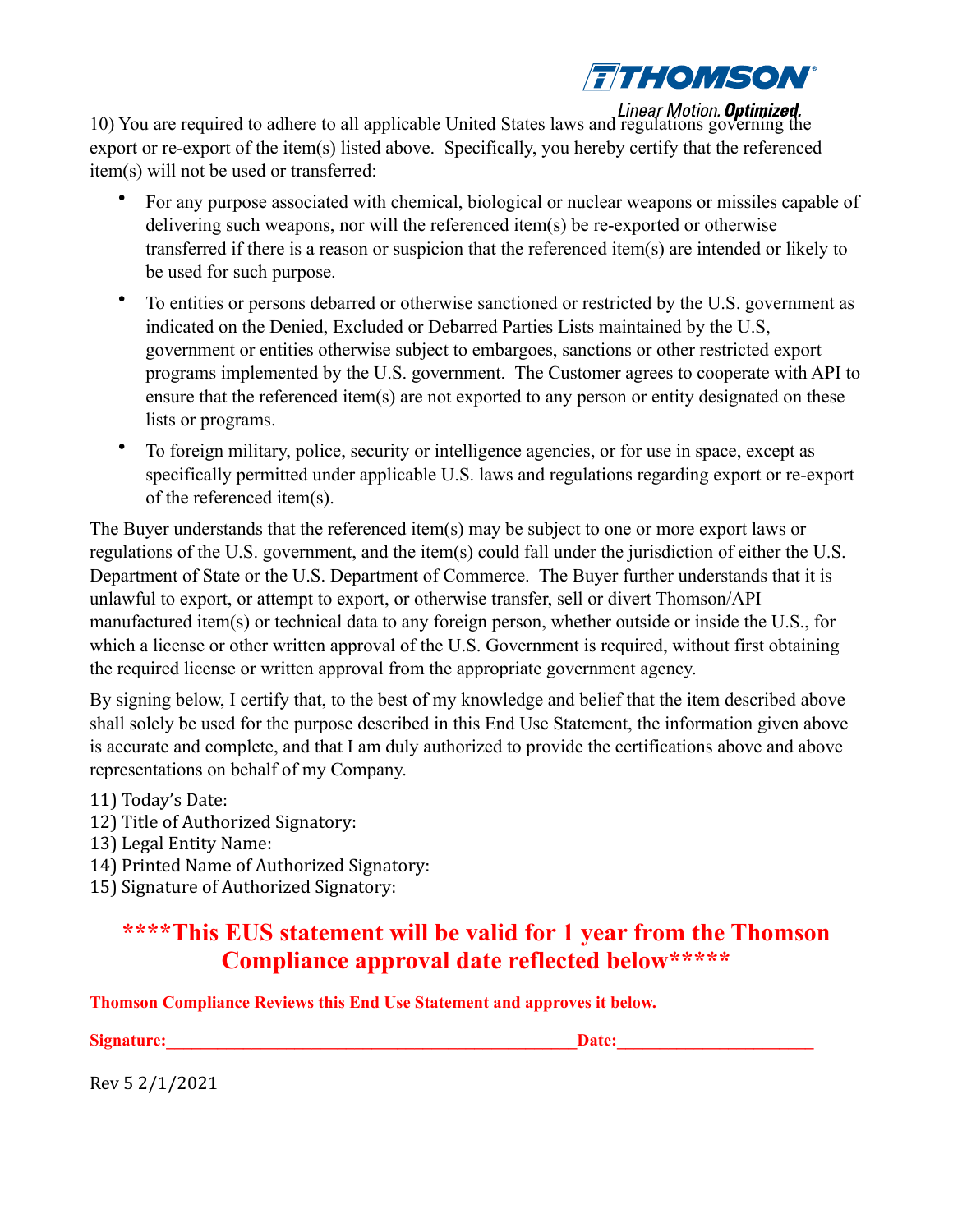10) You are required to adhere to all applicable United States laws and regulations governing the export or re-export of the item(s) listed above. Specifically, you hereby certify that the referenced item(s) will not be used or transferred:

- For any purpose associated with chemical, biological or nuclear weapons or missiles capable of delivering such weapons, nor will the referenced item(s) be re-exported or otherwise transferred if there is a reason or suspicion that the referenced item(s) are intended or likely to be used for such purpose.
- To entities or persons debarred or otherwise sanctioned or restricted by the U.S. government as indicated on the Denied, Excluded or Debarred Parties Lists maintained by the U.S, government or entities otherwise subject to embargoes, sanctions or other restricted export programs implemented by the U.S. government. The Customer agrees to cooperate with API to ensure that the referenced item(s) are not exported to any person or entity designated on these lists or programs.
- To foreign military, police, security or intelligence agencies, or for use in space, except as specifically permitted under applicable U.S. laws and regulations regarding export or re-export of the referenced item(s).

The Buyer understands that the referenced item(s) may be subject to one or more export laws or regulations of the U.S. government, and the item(s) could fall under the jurisdiction of either the U.S. Department of State or the U.S. Department of Commerce. The Buyer further understands that it is unlawful to export, or attempt to export, or otherwise transfer, sell or divert Thomson/API manufactured item(s) or technical data to any foreign person, whether outside or inside the U.S., for which a license or other written approval of the U.S. Government is required, without first obtaining the required license or written approval from the appropriate government agency.

By signing below, I certify that, to the best of my knowledge and belief that the item described above shall solely be used for the purpose described in this End Use Statement, the information given above is accurate and complete, and that I am duly authorized to provide the certifications above and above representations on behalf of my Company.

11) Today's Date:
12) Title of Authorized Signatory:
13) Legal Entity Name:
14) Printed Name of Authorized Signatory:
15) Signature of Authorized Signatory:

**\*\*\*\*This EUS statement will be valid for 1 year from the Thomson Compliance approval date reflected below\*\*\*\*\***

**Thomson Compliance Reviews this End Use Statement and approves it below.**

**Signature:**\_\_\_\_\_\_\_\_\_\_\_\_\_\_\_\_\_\_\_\_\_\_\_\_\_\_\_\_\_\_\_\_\_\_\_\_\_\_\_\_\_\_\_\_\_\_**Date:**\_\_\_\_\_\_\_\_\_\_\_\_\_\_\_\_\_\_\_\_\_\_

Rev 5 2/1/2021